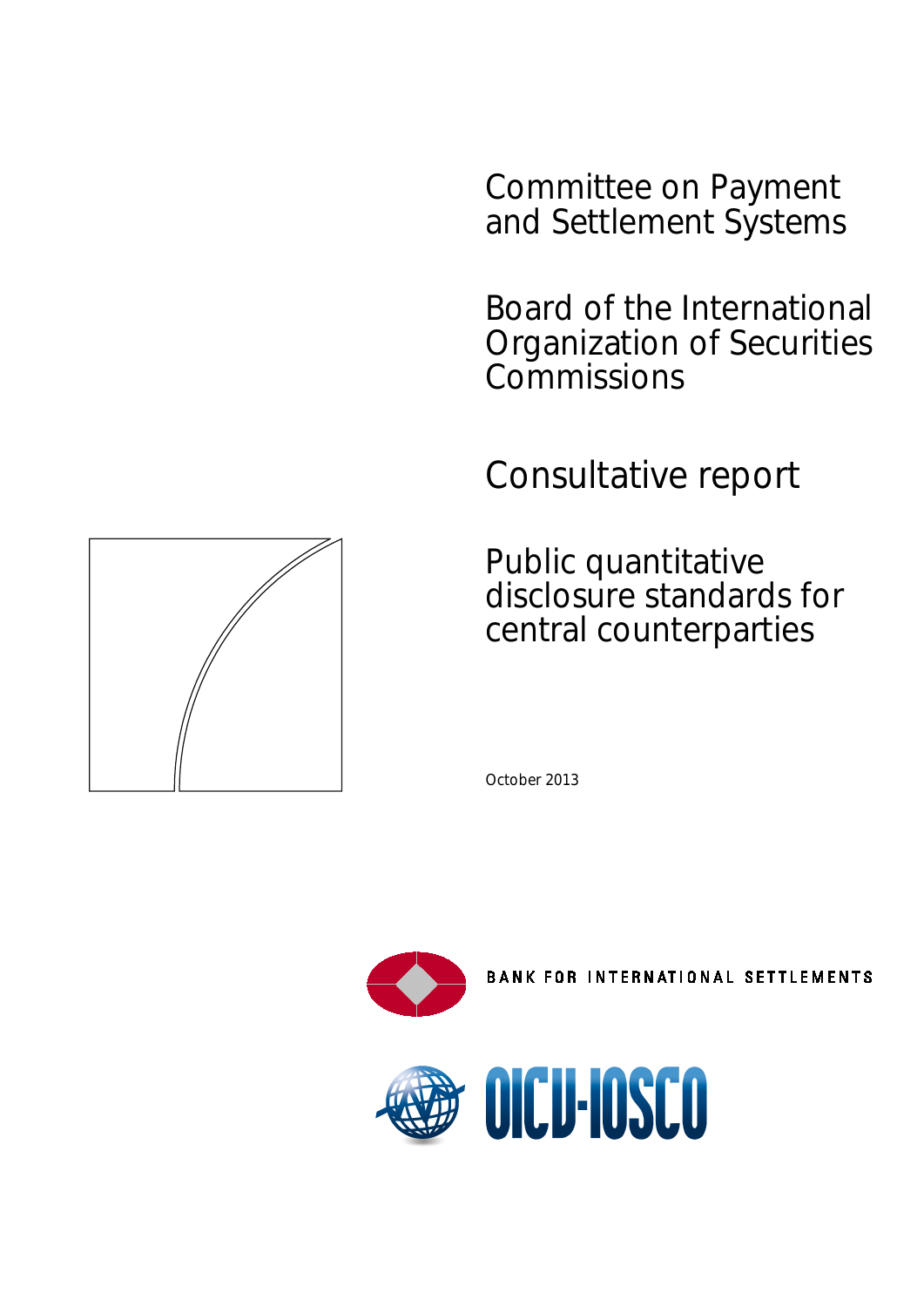Committee on Payment and Settlement Systems

Board of the International Organization of Securities Commissions

# Consultative report

## Public quantitative disclosure standards for central counterparties

October 2013

BANK FOR INTERNATIONAL SETTLEMENTS

OICU-IOSCO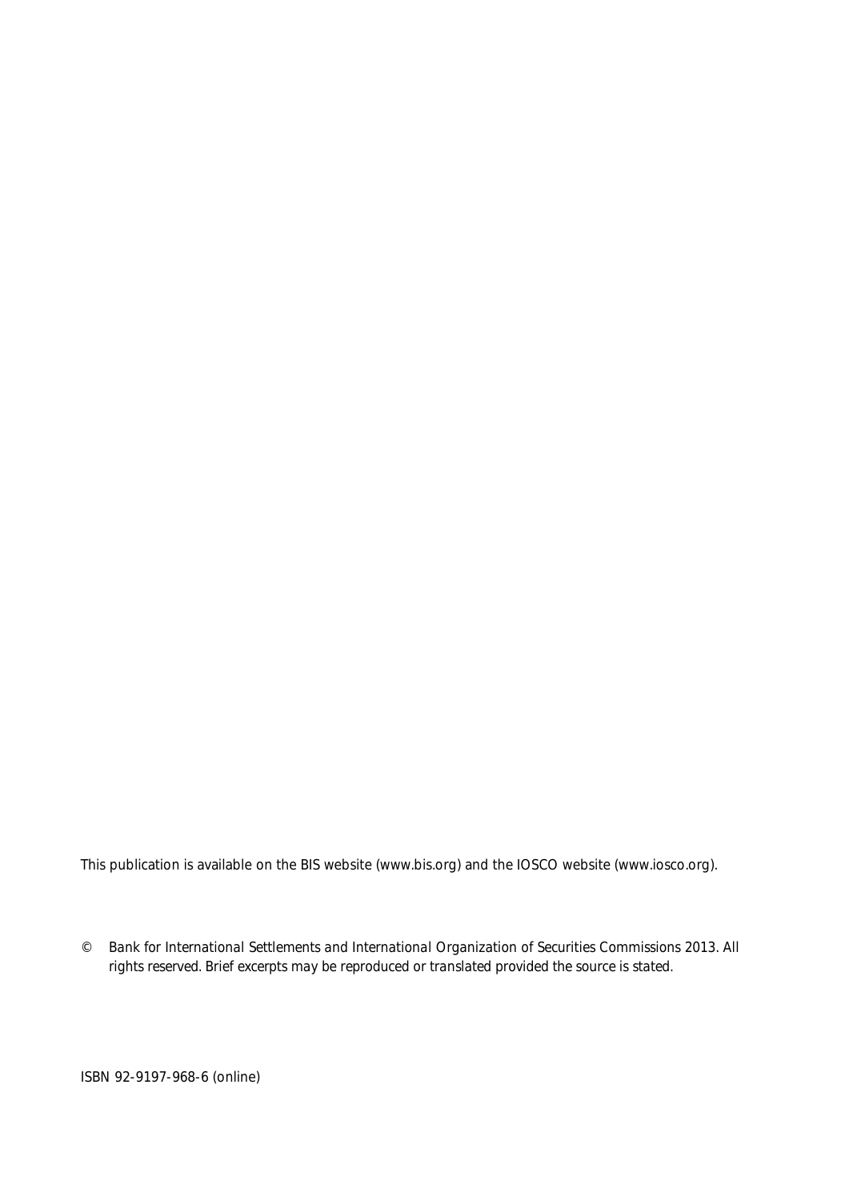This publication is available on the BIS website (www.bis.org) and the IOSCO website (www.iosco.org).

© Bank for International Settlements and International Organization of Securities Commissions 2013. All rights reserved. Brief excerpts may be reproduced or translated provided the source is stated.

ISBN 92-9197-968-6 (online)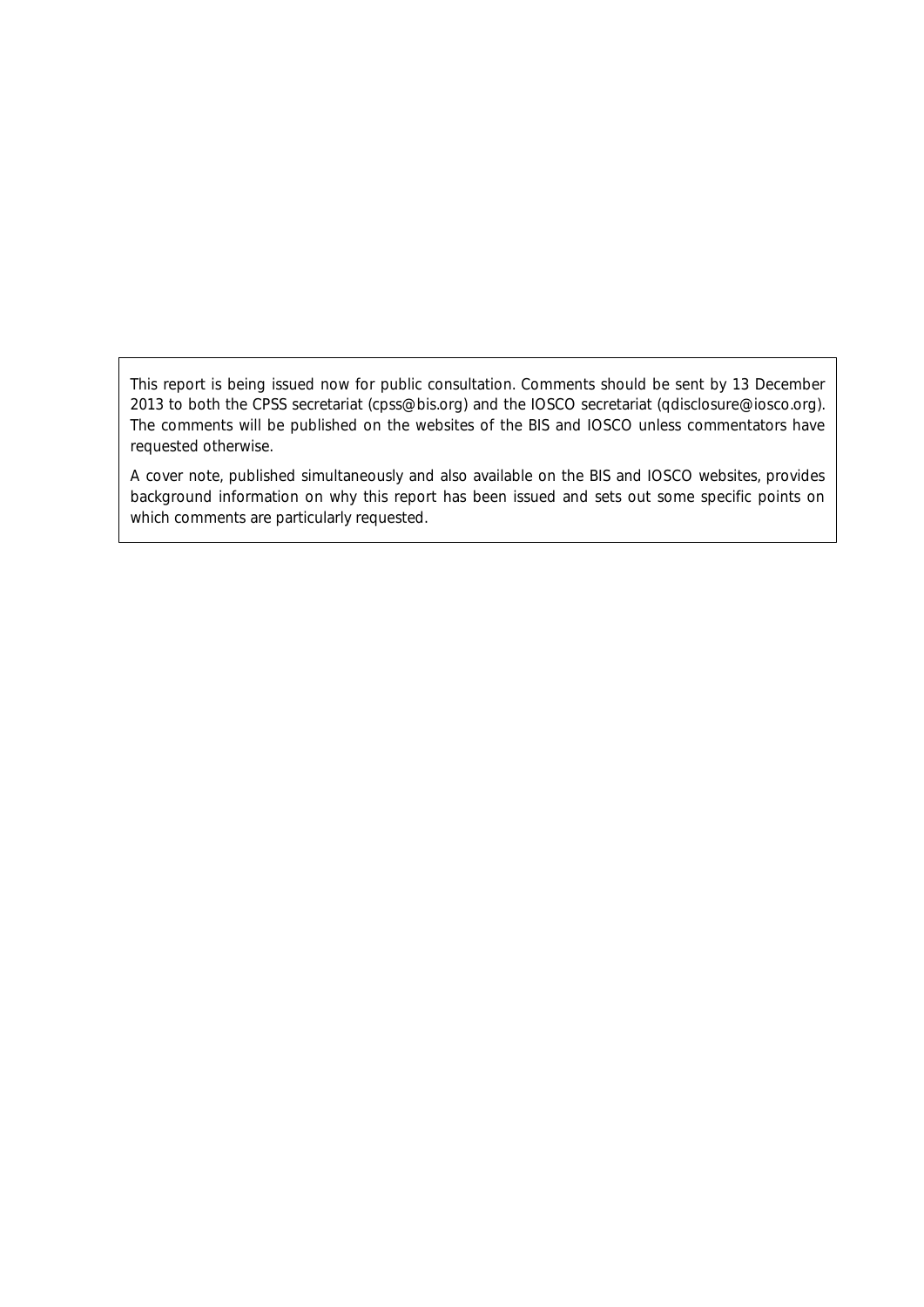This report is being issued now for public consultation. Comments should be sent by 13 December 2013 to both the CPSS secretariat (cpss@bis.org) and the IOSCO secretariat (qdisclosure@iosco.org). The comments will be published on the websites of the BIS and IOSCO unless commentators have requested otherwise.

A cover note, published simultaneously and also available on the BIS and IOSCO websites, provides background information on why this report has been issued and sets out some specific points on which comments are particularly requested.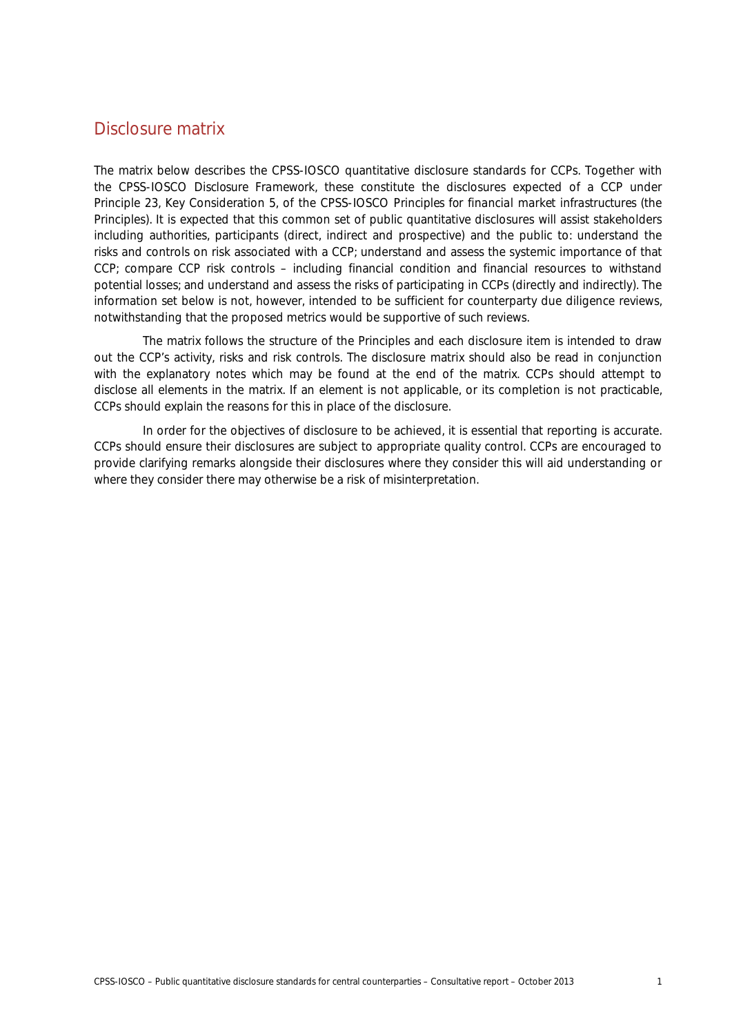## Disclosure matrix

The matrix below describes the CPSS-IOSCO quantitative disclosure standards for CCPs. Together with the CPSS-IOSCO Disclosure Framework, these constitute the disclosures expected of a CCP under Principle 23, Key Consideration 5, of the CPSS-IOSCO *Principles for financial market infrastructures* (the Principles). It is expected that this common set of public quantitative disclosures will assist stakeholders including authorities, participants (direct, indirect and prospective) and the public to: understand the risks and controls on risk associated with a CCP; understand and assess the systemic importance of that CCP; compare CCP risk controls – including financial condition and financial resources to withstand potential losses; and understand and assess the risks of participating in CCPs (directly and indirectly). The information set below is not, however, intended to be sufficient for counterparty due diligence reviews, notwithstanding that the proposed metrics would be supportive of such reviews.

The matrix follows the structure of the Principles and each disclosure item is intended to draw out the CCP's activity, risks and risk controls. The disclosure matrix should also be read in conjunction with the explanatory notes which may be found at the end of the matrix. CCPs should attempt to disclose all elements in the matrix. If an element is not applicable, or its completion is not practicable, CCPs should explain the reasons for this in place of the disclosure.

In order for the objectives of disclosure to be achieved, it is essential that reporting is accurate. CCPs should ensure their disclosures are subject to appropriate quality control. CCPs are encouraged to provide clarifying remarks alongside their disclosures where they consider this will aid understanding or where they consider there may otherwise be a risk of misinterpretation.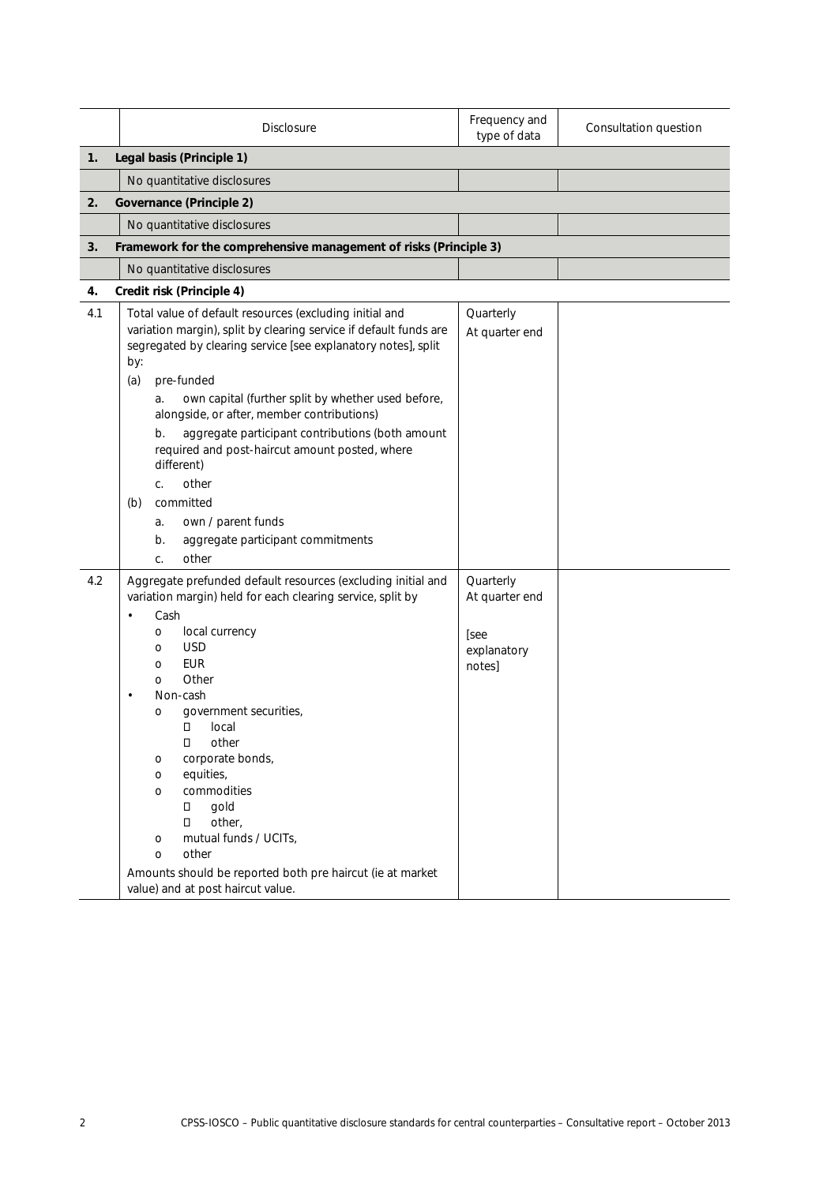| | Disclosure | Frequency and type of data | Consultation question |
|---|---|---|---|
| **1.** | **Legal basis (Principle 1)** | | |
| | No quantitative disclosures | | |
| **2.** | **Governance (Principle 2)** | | |
| | No quantitative disclosures | | |
| **3.** | **Framework for the comprehensive management of risks (Principle 3)** | | |
| | No quantitative disclosures | | |
| **4.** | **Credit risk (Principle 4)** | | |
| 4.1 | Total value of default resources (excluding initial and variation margin), split by clearing service if default funds are segregated by clearing service [see explanatory notes], split by:<br>(a) pre-funded<br>a. own capital (further split by whether used before, alongside, or after, member contributions)<br>b. aggregate participant contributions (both amount required and post-haircut amount posted, where different)<br>c. other<br>(b) committed<br>a. own / parent funds<br>b. aggregate participant commitments<br>c. other | Quarterly<br>At quarter end | |
| 4.2 | Aggregate prefunded default resources (excluding initial and variation margin) held for each clearing service, split by<br>• Cash<br>o local currency<br>o USD<br>o EUR<br>o Other<br>• Non-cash<br>o government securities,<br>▪ local<br>▪ other<br>o corporate bonds,<br>o equities,<br>o commodities<br>▪ gold<br>▪ other,<br>o mutual funds / UCITs,<br>o other<br>Amounts should be reported both pre haircut (ie at market value) and at post haircut value. | Quarterly<br>At quarter end<br><br>[see explanatory notes] | |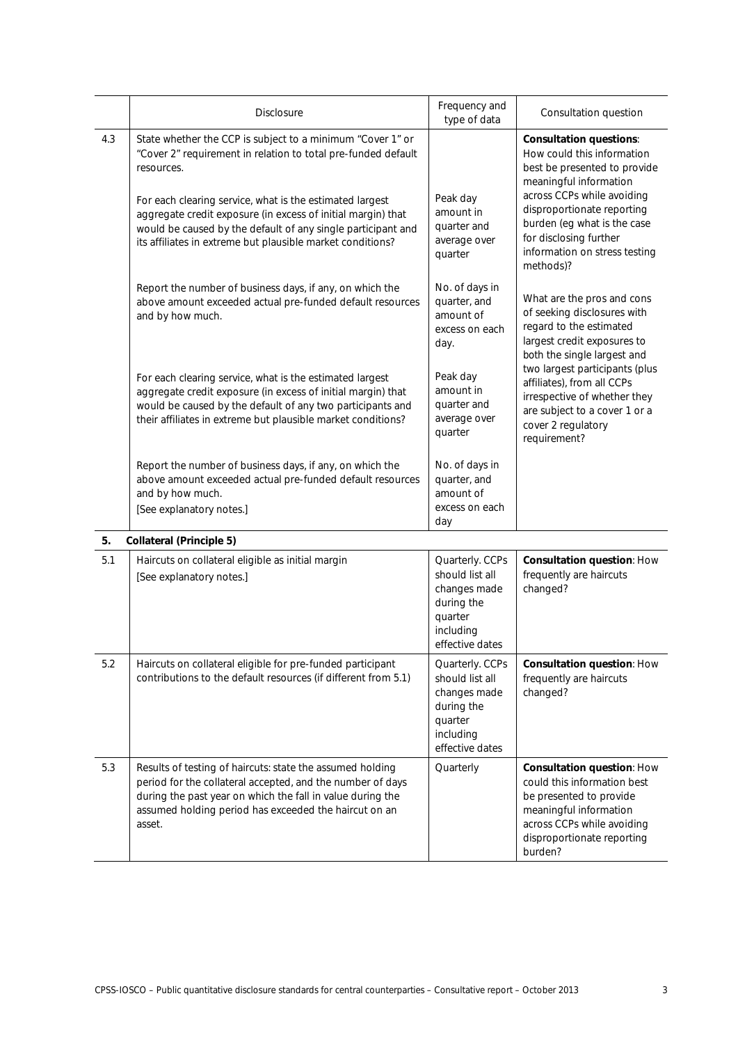| | Disclosure | Frequency and type of data | Consultation question |
|---|---|---|---|
| 4.3 | State whether the CCP is subject to a minimum "Cover 1" or "Cover 2" requirement in relation to total pre-funded default resources.<br><br>For each clearing service, what is the estimated largest aggregate credit exposure (in excess of initial margin) that would be caused by the default of any single participant and its affiliates in extreme but plausible market conditions?<br><br>Report the number of business days, if any, on which the above amount exceeded actual pre-funded default resources and by how much.<br><br>For each clearing service, what is the estimated largest aggregate credit exposure (in excess of initial margin) that would be caused by the default of any two participants and their affiliates in extreme but plausible market conditions?<br><br>Report the number of business days, if any, on which the above amount exceeded actual pre-funded default resources and by how much.<br>[See explanatory notes.] | Peak day amount in quarter and average over quarter<br><br>No. of days in quarter, and amount of excess on each day.<br><br>Peak day amount in quarter and average over quarter<br><br>No. of days in quarter, and amount of excess on each day | **Consultation questions**: How could this information best be presented to provide meaningful information across CCPs while avoiding disproportionate reporting burden (eg what is the case for disclosing further information on stress testing methods)?<br><br>What are the pros and cons of seeking disclosures with regard to the estimated largest credit exposures to both the single largest and two largest participants (plus affiliates), from all CCPs irrespective of whether they are subject to a cover 1 or a cover 2 regulatory requirement? |
| **5.** | **Collateral (Principle 5)** | | |
| 5.1 | Haircuts on collateral eligible as initial margin<br>[See explanatory notes.] | Quarterly. CCPs should list all changes made during the quarter including effective dates | **Consultation question**: How frequently are haircuts changed? |
| 5.2 | Haircuts on collateral eligible for pre-funded participant contributions to the default resources (if different from 5.1) | Quarterly. CCPs should list all changes made during the quarter including effective dates | **Consultation question**: How frequently are haircuts changed? |
| 5.3 | Results of testing of haircuts: state the assumed holding period for the collateral accepted, and the number of days during the past year on which the fall in value during the assumed holding period has exceeded the haircut on an asset. | Quarterly | **Consultation question**: How could this information best be presented to provide meaningful information across CCPs while avoiding disproportionate reporting burden? |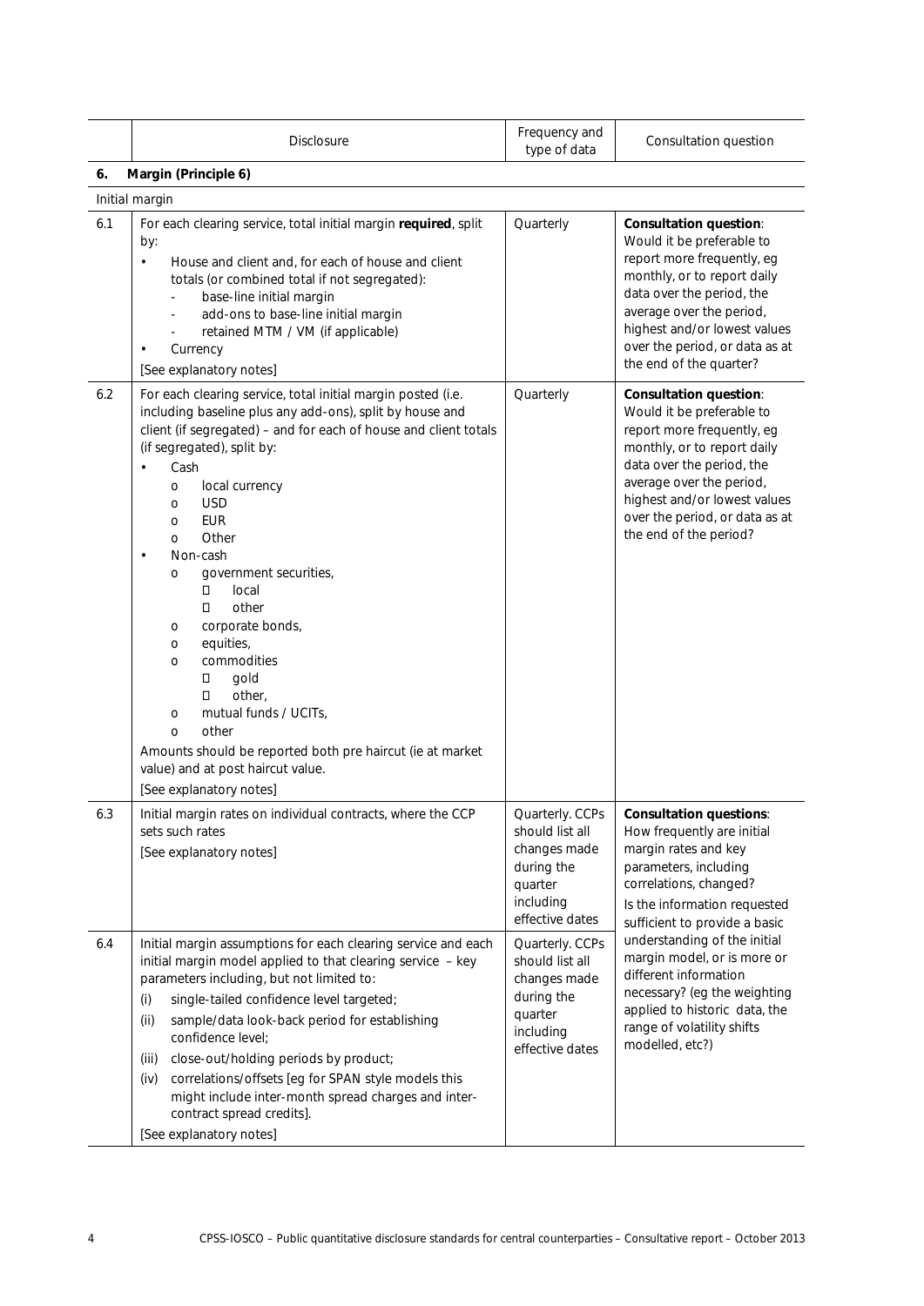| | Disclosure | Frequency and type of data | Consultation question |
|---|---|---|---|
| **6.** | **Margin (Principle 6)** | | |
| Initial margin | | | |
| 6.1 | For each clearing service, total initial margin **required**, split by:<br>• House and client and, for each of house and client totals (or combined total if not segregated):<br>- base-line initial margin<br>- add-ons to base-line initial margin<br>- retained MTM / VM (if applicable)<br>• Currency<br>[See explanatory notes] | Quarterly | **Consultation question**: Would it be preferable to report more frequently, eg monthly, or to report daily data over the period, the average over the period, highest and/or lowest values over the period, or data as at the end of the quarter? |
| 6.2 | For each clearing service, total initial margin posted (i.e. including baseline plus any add-ons), split by house and client (if segregated) – and for each of house and client totals (if segregated), split by:<br>• Cash<br>o local currency<br>o USD<br>o EUR<br>o Other<br>• Non-cash<br>o government securities,<br>▪ local<br>▪ other<br>o corporate bonds,<br>o equities,<br>o commodities<br>▪ gold<br>▪ other,<br>o mutual funds / UCITs,<br>o other<br>Amounts should be reported both pre haircut (ie at market value) and at post haircut value.<br>[See explanatory notes] | Quarterly | **Consultation question**: Would it be preferable to report more frequently, eg monthly, or to report daily data over the period, the average over the period, highest and/or lowest values over the period, or data as at the end of the period? |
| 6.3 | Initial margin rates on individual contracts, where the CCP sets such rates<br>[See explanatory notes] | Quarterly. CCPs should list all changes made during the quarter including effective dates | **Consultation questions**: How frequently are initial margin rates and key parameters, including correlations, changed?<br>Is the information requested sufficient to provide a basic understanding of the initial margin model, or is more or different information necessary? (eg the weighting applied to historic data, the range of volatility shifts modelled, etc?) |
| 6.4 | Initial margin assumptions for each clearing service and each initial margin model applied to that clearing service – key parameters including, but not limited to:<br>(i) single-tailed confidence level targeted;<br>(ii) sample/data look-back period for establishing confidence level;<br>(iii) close-out/holding periods by product;<br>(iv) correlations/offsets [eg for SPAN style models this might include inter-month spread charges and inter-contract spread credits].<br>[See explanatory notes] | Quarterly. CCPs should list all changes made during the quarter including effective dates | |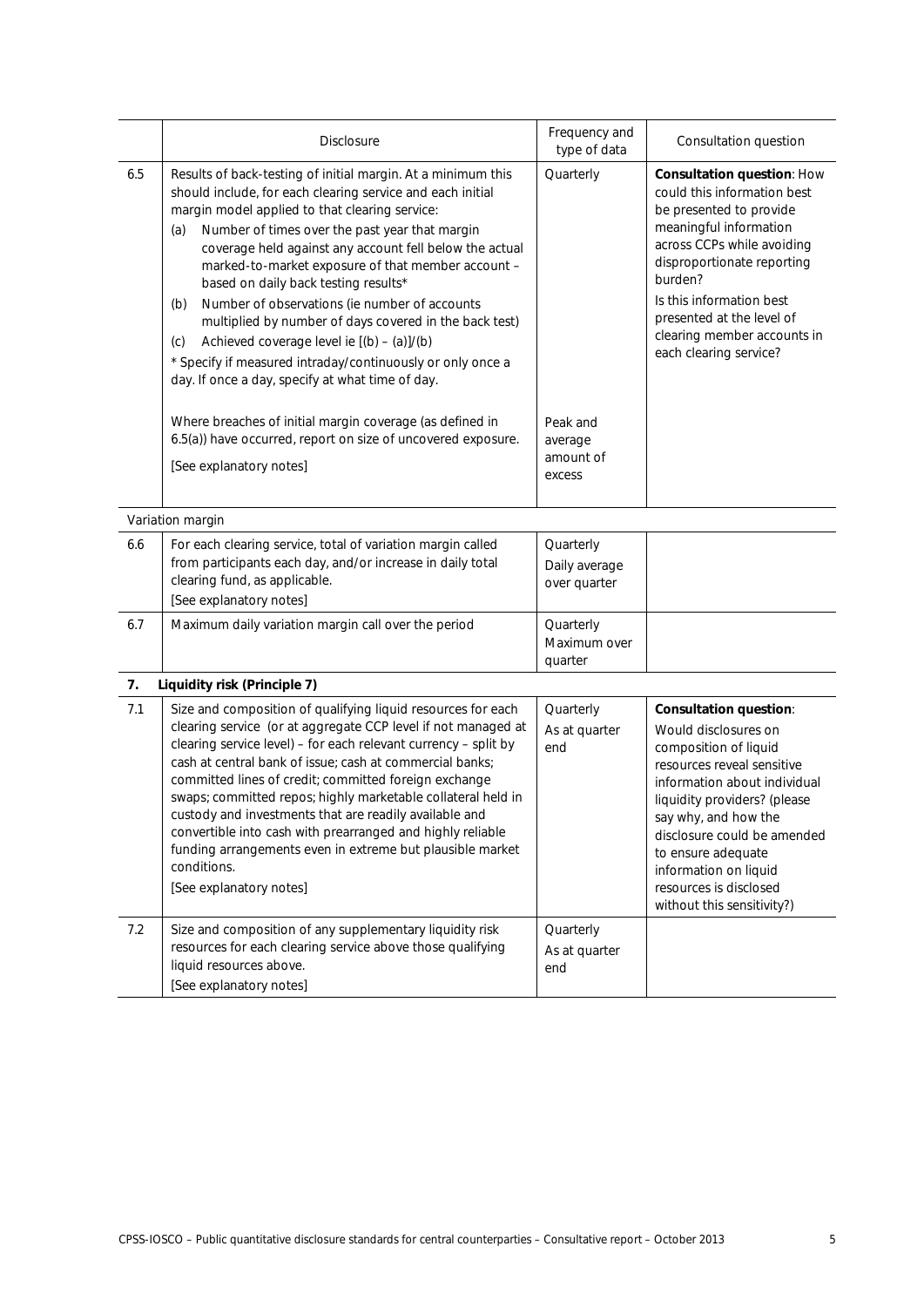| | Disclosure | Frequency and type of data | Consultation question |
|---|---|---|---|
| 6.5 | Results of back-testing of initial margin. At a minimum this should include, for each clearing service and each initial margin model applied to that clearing service:<br>(a) Number of times over the past year that margin coverage held against any account fell below the actual marked-to-market exposure of that member account – based on daily back testing results*<br>(b) Number of observations (ie number of accounts multiplied by number of days covered in the back test)<br>(c) Achieved coverage level ie [(b) – (a)]/(b)<br>* Specify if measured intraday/continuously or only once a day. If once a day, specify at what time of day. | Quarterly | **Consultation question**: How could this information best be presented to provide meaningful information across CCPs while avoiding disproportionate reporting burden?<br>Is this information best presented at the level of clearing member accounts in each clearing service? |
| | Where breaches of initial margin coverage (as defined in 6.5(a)) have occurred, report on size of uncovered exposure.<br>[See explanatory notes] | Peak and average amount of excess | |
| | Variation margin | | |
| 6.6 | For each clearing service, total of variation margin called from participants each day, and/or increase in daily total clearing fund, as applicable.<br>[See explanatory notes] | Quarterly<br>Daily average over quarter | |
| 6.7 | Maximum daily variation margin call over the period | Quarterly<br>Maximum over quarter | |
| **7.** | **Liquidity risk (Principle 7)** | | |
| 7.1 | Size and composition of qualifying liquid resources for each clearing service (or at aggregate CCP level if not managed at clearing service level) – for each relevant currency – split by cash at central bank of issue; cash at commercial banks; committed lines of credit; committed foreign exchange swaps; committed repos; highly marketable collateral held in custody and investments that are readily available and convertible into cash with prearranged and highly reliable funding arrangements even in extreme but plausible market conditions.<br>[See explanatory notes] | Quarterly<br>As at quarter end | **Consultation question**:<br>Would disclosures on composition of liquid resources reveal sensitive information about individual liquidity providers? (please say why, and how the disclosure could be amended to ensure adequate information on liquid resources is disclosed without this sensitivity?) |
| 7.2 | Size and composition of any supplementary liquidity risk resources for each clearing service above those qualifying liquid resources above.<br>[See explanatory notes] | Quarterly<br>As at quarter end | |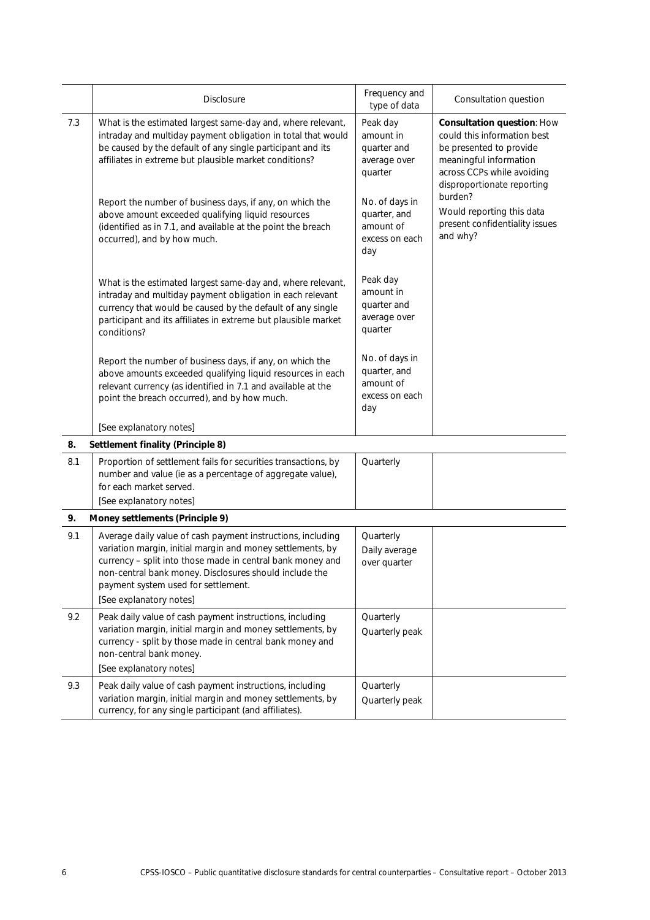|  | Disclosure | Frequency and type of data | Consultation question |
|---|---|---|---|
| 7.3 | What is the estimated largest same-day and, where relevant, intraday and multiday payment obligation in total that would be caused by the default of any single participant and its affiliates in extreme but plausible market conditions?<br><br>Report the number of business days, if any, on which the above amount exceeded qualifying liquid resources (identified as in 7.1, and available at the point the breach occurred), and by how much.<br><br>What is the estimated largest same-day and, where relevant, intraday and multiday payment obligation in each relevant currency that would be caused by the default of any single participant and its affiliates in extreme but plausible market conditions?<br><br>Report the number of business days, if any, on which the above amounts exceeded qualifying liquid resources in each relevant currency (as identified in 7.1 and available at the point the breach occurred), and by how much.<br><br>[See explanatory notes] | Peak day amount in quarter and average over quarter<br><br>No. of days in quarter, and amount of excess on each day<br><br>Peak day amount in quarter and average over quarter<br><br>No. of days in quarter, and amount of excess on each day | **Consultation question**: How could this information best be presented to provide meaningful information across CCPs while avoiding disproportionate reporting burden?<br>Would reporting this data present confidentiality issues and why? |
| **8.** | **Settlement finality (Principle 8)** | | |
| 8.1 | Proportion of settlement fails for securities transactions, by number and value (ie as a percentage of aggregate value), for each market served.<br>[See explanatory notes] | Quarterly | |
| **9.** | **Money settlements (Principle 9)** | | |
| 9.1 | Average daily value of cash payment instructions, including variation margin, initial margin and money settlements, by currency – split into those made in central bank money and non-central bank money. Disclosures should include the payment system used for settlement.<br>[See explanatory notes] | Quarterly<br>Daily average over quarter | |
| 9.2 | Peak daily value of cash payment instructions, including variation margin, initial margin and money settlements, by currency - split by those made in central bank money and non-central bank money.<br>[See explanatory notes] | Quarterly<br>Quarterly peak | |
| 9.3 | Peak daily value of cash payment instructions, including variation margin, initial margin and money settlements, by currency, for any single participant (and affiliates). | Quarterly<br>Quarterly peak | |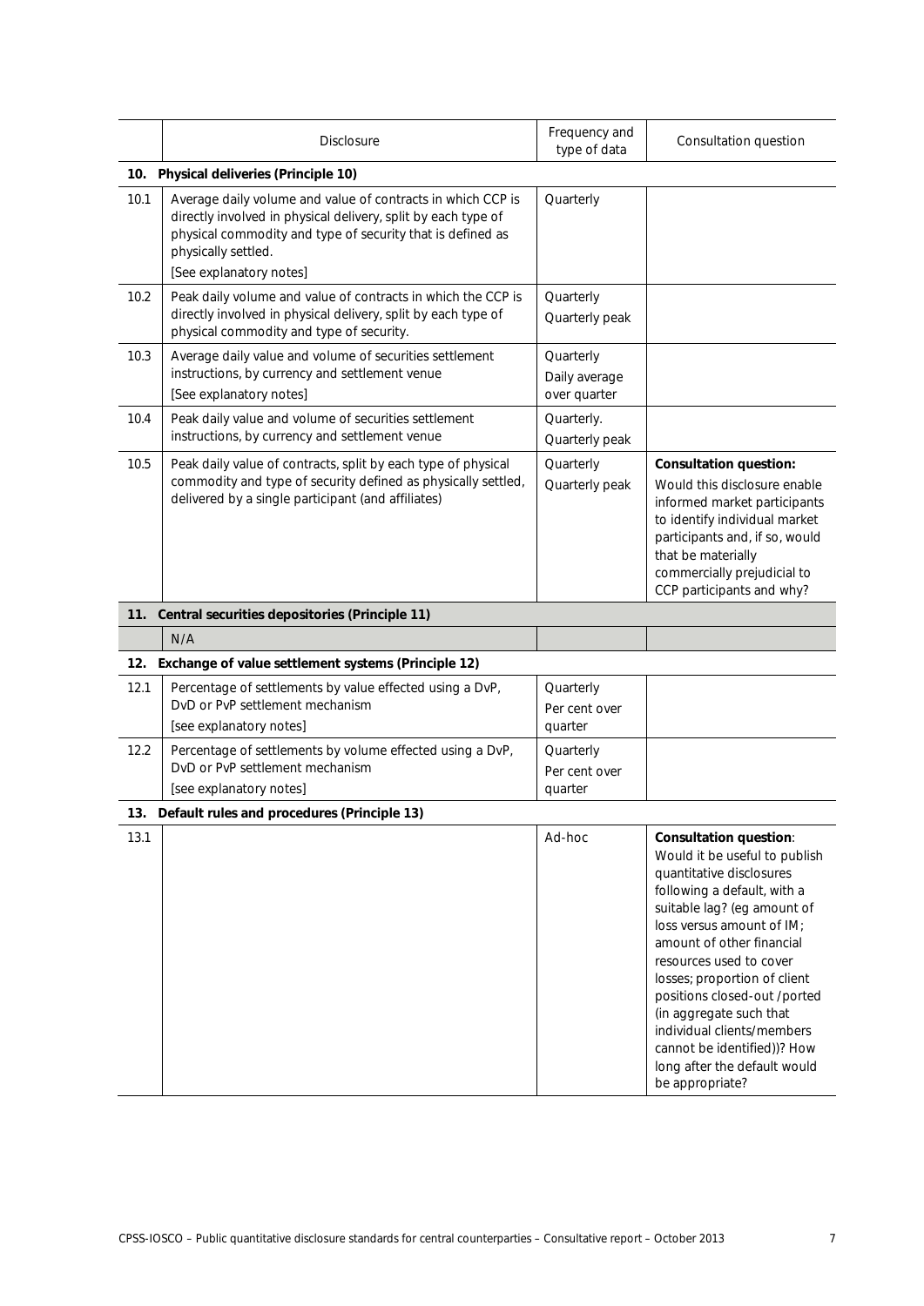| | Disclosure | Frequency and type of data | Consultation question |
|---|---|---|---|
| **10.** | **Physical deliveries (Principle 10)** | | |
| 10.1 | Average daily volume and value of contracts in which CCP is directly involved in physical delivery, split by each type of physical commodity and type of security that is defined as physically settled.<br>[See explanatory notes] | Quarterly | |
| 10.2 | Peak daily volume and value of contracts in which the CCP is directly involved in physical delivery, split by each type of physical commodity and type of security. | Quarterly<br>Quarterly peak | |
| 10.3 | Average daily value and volume of securities settlement instructions, by currency and settlement venue<br>[See explanatory notes] | Quarterly<br>Daily average over quarter | |
| 10.4 | Peak daily value and volume of securities settlement instructions, by currency and settlement venue | Quarterly.<br>Quarterly peak | |
| 10.5 | Peak daily value of contracts, split by each type of physical commodity and type of security defined as physically settled, delivered by a single participant (and affiliates) | Quarterly<br>Quarterly peak | **Consultation question:**<br>Would this disclosure enable informed market participants to identify individual market participants and, if so, would that be materially commercially prejudicial to CCP participants and why? |
| **11.** | **Central securities depositories (Principle 11)** | | |
| | N/A | | |
| **12.** | **Exchange of value settlement systems (Principle 12)** | | |
| 12.1 | Percentage of settlements by value effected using a DvP, DvD or PvP settlement mechanism<br>[see explanatory notes] | Quarterly<br>Per cent over quarter | |
| 12.2 | Percentage of settlements by volume effected using a DvP, DvD or PvP settlement mechanism<br>[see explanatory notes] | Quarterly<br>Per cent over quarter | |
| **13.** | **Default rules and procedures (Principle 13)** | | |
| 13.1 | | Ad-hoc | **Consultation question**:<br>Would it be useful to publish quantitative disclosures following a default, with a suitable lag? (eg amount of loss versus amount of IM; amount of other financial resources used to cover losses; proportion of client positions closed-out /ported (in aggregate such that individual clients/members cannot be identified))? How long after the default would be appropriate? |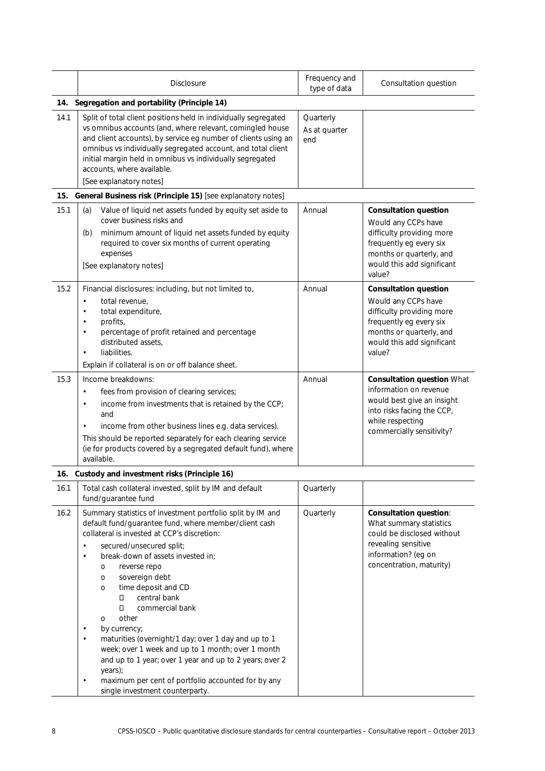| | Disclosure | Frequency and type of data | Consultation question |
|---|---|---|---|
| **14.** | **Segregation and portability (Principle 14)** | | |
| 14.1 | Split of total client positions held in individually segregated vs omnibus accounts (and, where relevant, comingled house and client accounts), by service eg number of clients using an omnibus vs individually segregated account, and total client initial margin held in omnibus vs individually segregated accounts, where available.<br>[See explanatory notes] | Quarterly<br>As at quarter end | |
| **15.** | **General Business risk (Principle 15)** [see explanatory notes] | | |
| 15.1 | (a) Value of liquid net assets funded by equity set aside to cover business risks and<br>(b) minimum amount of liquid net assets funded by equity required to cover six months of current operating expenses<br>[See explanatory notes] | Annual | **Consultation question**<br>Would any CCPs have difficulty providing more frequently eg every six months or quarterly, and would this add significant value? |
| 15.2 | Financial disclosures: including, but not limited to,<br>• total revenue,<br>• total expenditure,<br>• profits,<br>• percentage of profit retained and percentage distributed assets,<br>• liabilities.<br>Explain if collateral is on or off balance sheet. | Annual | **Consultation question**<br>Would any CCPs have difficulty providing more frequently eg every six months or quarterly, and would this add significant value? |
| 15.3 | Income breakdowns:<br>• fees from provision of clearing services;<br>• income from investments that is retained by the CCP; and<br>• income from other business lines e.g. data services).<br>This should be reported separately for each clearing service (ie for products covered by a segregated default fund), where available. | Annual | **Consultation question** What information on revenue would best give an insight into risks facing the CCP, while respecting commercially sensitivity? |
| **16.** | **Custody and investment risks (Principle 16)** | | |
| 16.1 | Total cash collateral invested, split by IM and default fund/guarantee fund | Quarterly | |
| 16.2 | Summary statistics of investment portfolio split by IM and default fund/guarantee fund, where member/client cash collateral is invested at CCP's discretion:<br>• secured/unsecured split;<br>• break-down of assets invested in;<br>  o reverse repo<br>  o sovereign debt<br>  o time deposit and CD<br>    ▪ central bank<br>    ▪ commercial bank<br>  o other<br>• by currency;<br>• maturities (overnight/1 day; over 1 day and up to 1 week; over 1 week and up to 1 month; over 1 month and up to 1 year; over 1 year and up to 2 years; over 2 years);<br>• maximum per cent of portfolio accounted for by any single investment counterparty. | Quarterly | **Consultation question**: What summary statistics could be disclosed without revealing sensitive information? (eg on concentration, maturity) |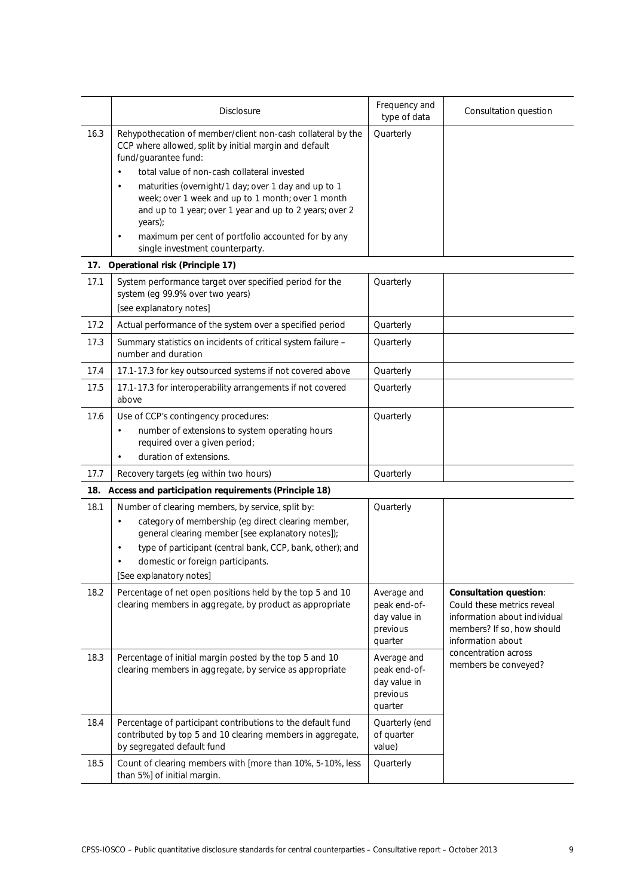| | Disclosure | Frequency and type of data | Consultation question |
|---|---|---|---|
| 16.3 | Rehypothecation of member/client non-cash collateral by the CCP where allowed, split by initial margin and default fund/guarantee fund:<br>• total value of non-cash collateral invested<br>• maturities (overnight/1 day; over 1 day and up to 1 week; over 1 week and up to 1 month; over 1 month and up to 1 year; over 1 year and up to 2 years; over 2 years);<br>• maximum per cent of portfolio accounted for by any single investment counterparty. | Quarterly | |
| **17.** | **Operational risk (Principle 17)** | | |
| 17.1 | System performance target over specified period for the system (eg 99.9% over two years)<br>[see explanatory notes] | Quarterly | |
| 17.2 | Actual performance of the system over a specified period | Quarterly | |
| 17.3 | Summary statistics on incidents of critical system failure – number and duration | Quarterly | |
| 17.4 | 17.1-17.3 for key outsourced systems if not covered above | Quarterly | |
| 17.5 | 17.1-17.3 for interoperability arrangements if not covered above | Quarterly | |
| 17.6 | Use of CCP's contingency procedures:<br>• number of extensions to system operating hours required over a given period;<br>• duration of extensions. | Quarterly | |
| 17.7 | Recovery targets (eg within two hours) | Quarterly | |
| **18.** | **Access and participation requirements (Principle 18)** | | |
| 18.1 | Number of clearing members, by service, split by:<br>• category of membership (eg direct clearing member, general clearing member [see explanatory notes]);<br>• type of participant (central bank, CCP, bank, other); and<br>• domestic or foreign participants.<br>[See explanatory notes] | Quarterly | |
| 18.2 | Percentage of net open positions held by the top 5 and 10 clearing members in aggregate, by product as appropriate | Average and peak end-of-day value in previous quarter | **Consultation question**: Could these metrics reveal information about individual members? If so, how should information about concentration across members be conveyed? |
| 18.3 | Percentage of initial margin posted by the top 5 and 10 clearing members in aggregate, by service as appropriate | Average and peak end-of-day value in previous quarter | |
| 18.4 | Percentage of participant contributions to the default fund contributed by top 5 and 10 clearing members in aggregate, by segregated default fund | Quarterly (end of quarter value) | |
| 18.5 | Count of clearing members with [more than 10%, 5-10%, less than 5%] of initial margin. | Quarterly | |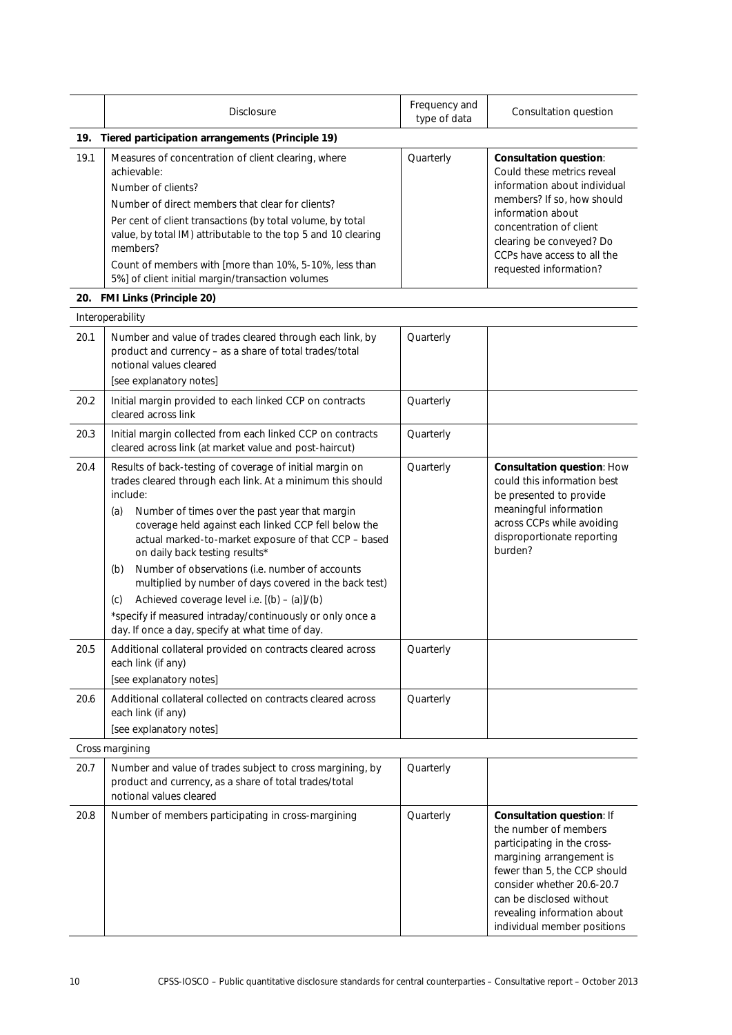| | Disclosure | Frequency and type of data | Consultation question |
|---|---|---|---|
| **19.** | **Tiered participation arrangements (Principle 19)** | | |
| 19.1 | Measures of concentration of client clearing, where achievable:<br>Number of clients?<br>Number of direct members that clear for clients?<br>Per cent of client transactions (by total volume, by total value, by total IM) attributable to the top 5 and 10 clearing members?<br>Count of members with [more than 10%, 5-10%, less than 5%] of client initial margin/transaction volumes | Quarterly | **Consultation question**: Could these metrics reveal information about individual members? If so, how should information about concentration of client clearing be conveyed? Do CCPs have access to all the requested information? |
| **20.** | **FMI Links (Principle 20)** | | |
| | Interoperability | | |
| 20.1 | Number and value of trades cleared through each link, by product and currency – as a share of total trades/total notional values cleared<br>[see explanatory notes] | Quarterly | |
| 20.2 | Initial margin provided to each linked CCP on contracts cleared across link | Quarterly | |
| 20.3 | Initial margin collected from each linked CCP on contracts cleared across link (at market value and post-haircut) | Quarterly | |
| 20.4 | Results of back-testing of coverage of initial margin on trades cleared through each link. At a minimum this should include:<br>(a) Number of times over the past year that margin coverage held against each linked CCP fell below the actual marked-to-market exposure of that CCP – based on daily back testing results*<br>(b) Number of observations (i.e. number of accounts multiplied by number of days covered in the back test)<br>(c) Achieved coverage level i.e. [(b) – (a)]/(b)<br>*specify if measured intraday/continuously or only once a day. If once a day, specify at what time of day. | Quarterly | **Consultation question**: How could this information best be presented to provide meaningful information across CCPs while avoiding disproportionate reporting burden? |
| 20.5 | Additional collateral provided on contracts cleared across each link (if any)<br>[see explanatory notes] | Quarterly | |
| 20.6 | Additional collateral collected on contracts cleared across each link (if any)<br>[see explanatory notes] | Quarterly | |
| | Cross margining | | |
| 20.7 | Number and value of trades subject to cross margining, by product and currency, as a share of total trades/total notional values cleared | Quarterly | |
| 20.8 | Number of members participating in cross-margining | Quarterly | **Consultation question**: If the number of members participating in the cross-margining arrangement is fewer than 5, the CCP should consider whether 20.6-20.7 can be disclosed without revealing information about individual member positions |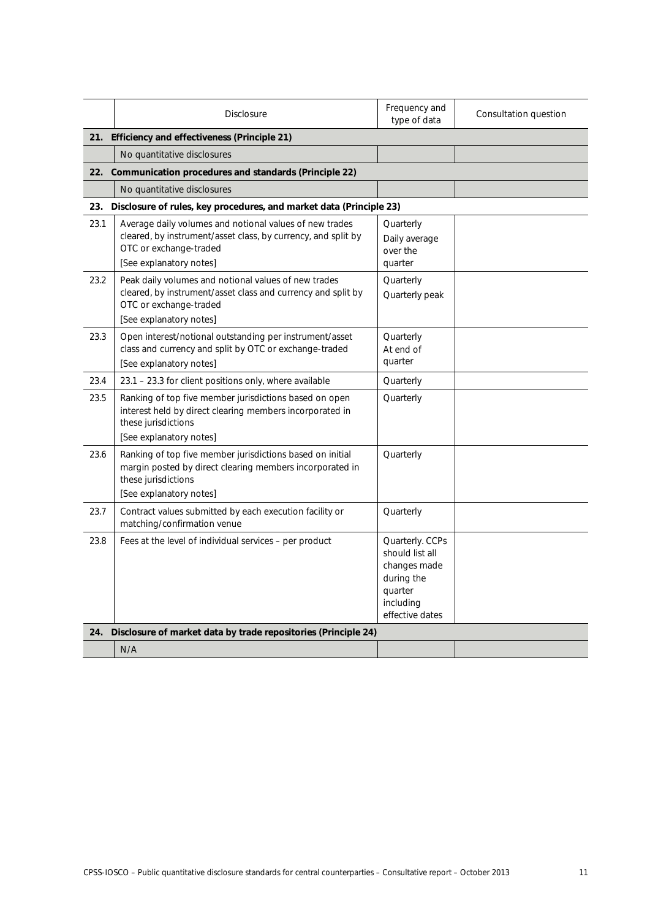| | Disclosure | Frequency and type of data | Consultation question |
|---|---|---|---|
| **21.** | **Efficiency and effectiveness (Principle 21)** | | |
| | No quantitative disclosures | | |
| **22.** | **Communication procedures and standards (Principle 22)** | | |
| | No quantitative disclosures | | |
| **23.** | **Disclosure of rules, key procedures, and market data (Principle 23)** | | |
| 23.1 | Average daily volumes and notional values of new trades cleared, by instrument/asset class, by currency, and split by OTC or exchange-traded<br>[See explanatory notes] | Quarterly<br>Daily average over the quarter | |
| 23.2 | Peak daily volumes and notional values of new trades cleared, by instrument/asset class and currency and split by OTC or exchange-traded<br>[See explanatory notes] | Quarterly<br>Quarterly peak | |
| 23.3 | Open interest/notional outstanding per instrument/asset class and currency and split by OTC or exchange-traded<br>[See explanatory notes] | Quarterly<br>At end of quarter | |
| 23.4 | 23.1 – 23.3 for client positions only, where available | Quarterly | |
| 23.5 | Ranking of top five member jurisdictions based on open interest held by direct clearing members incorporated in these jurisdictions<br>[See explanatory notes] | Quarterly | |
| 23.6 | Ranking of top five member jurisdictions based on initial margin posted by direct clearing members incorporated in these jurisdictions<br>[See explanatory notes] | Quarterly | |
| 23.7 | Contract values submitted by each execution facility or matching/confirmation venue | Quarterly | |
| 23.8 | Fees at the level of individual services – per product | Quarterly. CCPs should list all changes made during the quarter including effective dates | |
| **24.** | **Disclosure of market data by trade repositories (Principle 24)** | | |
| | N/A | | |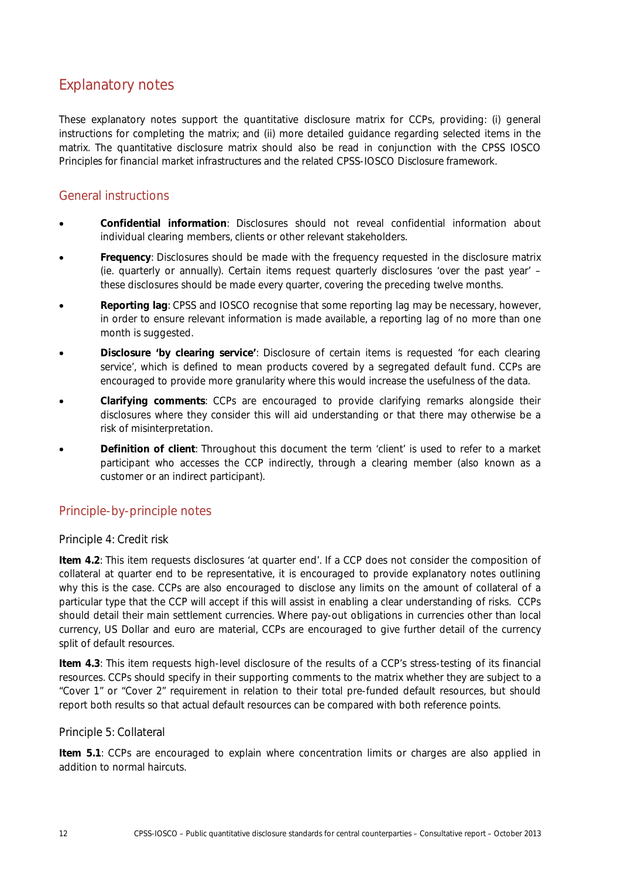## Explanatory notes

These explanatory notes support the quantitative disclosure matrix for CCPs, providing: (i) general instructions for completing the matrix; and (ii) more detailed guidance regarding selected items in the matrix. The quantitative disclosure matrix should also be read in conjunction with the CPSS IOSCO Principles for financial market infrastructures and the related CPSS-IOSCO Disclosure framework.

### General instructions

- **Confidential information**: Disclosures should not reveal confidential information about individual clearing members, clients or other relevant stakeholders.
- **Frequency**: Disclosures should be made with the frequency requested in the disclosure matrix (ie. quarterly or annually). Certain items request quarterly disclosures 'over the past year' – these disclosures should be made every quarter, covering the preceding twelve months.
- **Reporting lag**: CPSS and IOSCO recognise that some reporting lag may be necessary, however, in order to ensure relevant information is made available, a reporting lag of no more than one month is suggested.
- **Disclosure 'by clearing service'**: Disclosure of certain items is requested 'for each clearing service', which is defined to mean products covered by a segregated default fund. CCPs are encouraged to provide more granularity where this would increase the usefulness of the data.
- **Clarifying comments**: CCPs are encouraged to provide clarifying remarks alongside their disclosures where they consider this will aid understanding or that there may otherwise be a risk of misinterpretation.
- **Definition of client**: Throughout this document the term 'client' is used to refer to a market participant who accesses the CCP indirectly, through a clearing member (also known as a customer or an indirect participant).

### Principle-by-principle notes

#### Principle 4: Credit risk

**Item 4.2**: This item requests disclosures 'at quarter end'. If a CCP does not consider the composition of collateral at quarter end to be representative, it is encouraged to provide explanatory notes outlining why this is the case. CCPs are also encouraged to disclose any limits on the amount of collateral of a particular type that the CCP will accept if this will assist in enabling a clear understanding of risks. CCPs should detail their main settlement currencies. Where pay-out obligations in currencies other than local currency, US Dollar and euro are material, CCPs are encouraged to give further detail of the currency split of default resources.

**Item 4.3**: This item requests high-level disclosure of the results of a CCP's stress-testing of its financial resources. CCPs should specify in their supporting comments to the matrix whether they are subject to a "Cover 1" or "Cover 2" requirement in relation to their total pre-funded default resources, but should report both results so that actual default resources can be compared with both reference points.

#### Principle 5: Collateral

**Item 5.1**: CCPs are encouraged to explain where concentration limits or charges are also applied in addition to normal haircuts.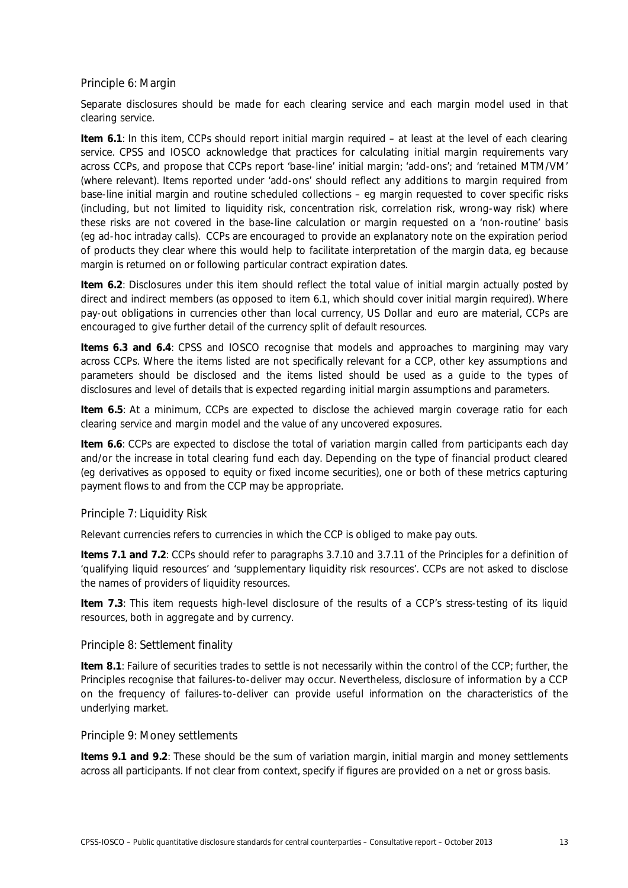## Principle 6: Margin

Separate disclosures should be made for each clearing service and each margin model used in that clearing service.

**Item 6.1**: In this item, CCPs should report initial margin required – at least at the level of each clearing service. CPSS and IOSCO acknowledge that practices for calculating initial margin requirements vary across CCPs, and propose that CCPs report 'base-line' initial margin; 'add-ons'; and 'retained MTM/VM' (where relevant). Items reported under 'add-ons' should reflect any additions to margin required from base-line initial margin and routine scheduled collections – eg margin requested to cover specific risks (including, but not limited to liquidity risk, concentration risk, correlation risk, wrong-way risk) where these risks are not covered in the base-line calculation or margin requested on a 'non-routine' basis (eg ad-hoc intraday calls). CCPs are encouraged to provide an explanatory note on the expiration period of products they clear where this would help to facilitate interpretation of the margin data, eg because margin is returned on or following particular contract expiration dates.

**Item 6.2**: Disclosures under this item should reflect the total value of initial margin actually posted by direct and indirect members (as opposed to item 6.1, which should cover initial margin required). Where pay-out obligations in currencies other than local currency, US Dollar and euro are material, CCPs are encouraged to give further detail of the currency split of default resources.

**Items 6.3 and 6.4**: CPSS and IOSCO recognise that models and approaches to margining may vary across CCPs. Where the items listed are not specifically relevant for a CCP, other key assumptions and parameters should be disclosed and the items listed should be used as a guide to the types of disclosures and level of details that is expected regarding initial margin assumptions and parameters.

**Item 6.5**: At a minimum, CCPs are expected to disclose the achieved margin coverage ratio for each clearing service and margin model and the value of any uncovered exposures.

**Item 6.6**: CCPs are expected to disclose the total of variation margin called from participants each day and/or the increase in total clearing fund each day. Depending on the type of financial product cleared (eg derivatives as opposed to equity or fixed income securities), one or both of these metrics capturing payment flows to and from the CCP may be appropriate.

## Principle 7: Liquidity Risk

Relevant currencies refers to currencies in which the CCP is obliged to make pay outs.

**Items 7.1 and 7.2**: CCPs should refer to paragraphs 3.7.10 and 3.7.11 of the Principles for a definition of 'qualifying liquid resources' and 'supplementary liquidity risk resources'. CCPs are not asked to disclose the names of providers of liquidity resources.

**Item 7.3**: This item requests high-level disclosure of the results of a CCP's stress-testing of its liquid resources, both in aggregate and by currency.

## Principle 8: Settlement finality

**Item 8.1**: Failure of securities trades to settle is not necessarily within the control of the CCP; further, the Principles recognise that failures-to-deliver may occur. Nevertheless, disclosure of information by a CCP on the frequency of failures-to-deliver can provide useful information on the characteristics of the underlying market.

## Principle 9: Money settlements

**Items 9.1 and 9.2**: These should be the sum of variation margin, initial margin and money settlements across all participants. If not clear from context, specify if figures are provided on a net or gross basis.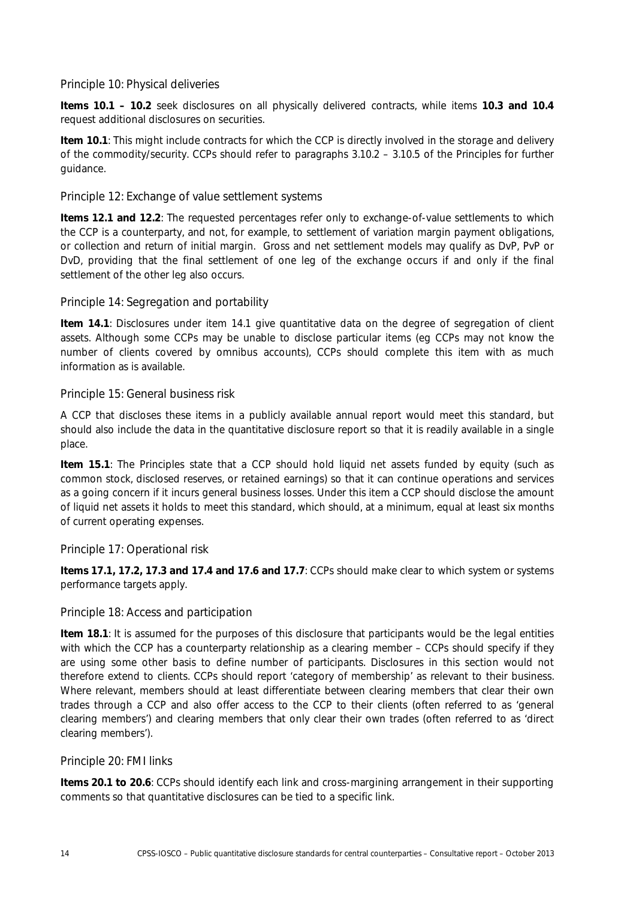### Principle 10: Physical deliveries

**Items 10.1 – 10.2** seek disclosures on all physically delivered contracts, while items **10.3 and 10.4** request additional disclosures on securities.

**Item 10.1**: This might include contracts for which the CCP is directly involved in the storage and delivery of the commodity/security. CCPs should refer to paragraphs 3.10.2 – 3.10.5 of the Principles for further guidance.

### Principle 12: Exchange of value settlement systems

**Items 12.1 and 12.2**: The requested percentages refer only to exchange-of-value settlements to which the CCP is a counterparty, and not, for example, to settlement of variation margin payment obligations, or collection and return of initial margin. Gross and net settlement models may qualify as DvP, PvP or DvD, providing that the final settlement of one leg of the exchange occurs if and only if the final settlement of the other leg also occurs.

### Principle 14: Segregation and portability

**Item 14.1**: Disclosures under item 14.1 give quantitative data on the degree of segregation of client assets. Although some CCPs may be unable to disclose particular items (eg CCPs may not know the number of clients covered by omnibus accounts), CCPs should complete this item with as much information as is available.

### Principle 15: General business risk

A CCP that discloses these items in a publicly available annual report would meet this standard, but should also include the data in the quantitative disclosure report so that it is readily available in a single place.

**Item 15.1**: The Principles state that a CCP should hold liquid net assets funded by equity (such as common stock, disclosed reserves, or retained earnings) so that it can continue operations and services as a going concern if it incurs general business losses. Under this item a CCP should disclose the amount of liquid net assets it holds to meet this standard, which should, at a minimum, equal at least six months of current operating expenses.

### Principle 17: Operational risk

**Items 17.1, 17.2, 17.3 and 17.4 and 17.6 and 17.7**: CCPs should make clear to which system or systems performance targets apply.

### Principle 18: Access and participation

**Item 18.1**: It is assumed for the purposes of this disclosure that participants would be the legal entities with which the CCP has a counterparty relationship as a clearing member – CCPs should specify if they are using some other basis to define number of participants. Disclosures in this section would not therefore extend to clients. CCPs should report 'category of membership' as relevant to their business. Where relevant, members should at least differentiate between clearing members that clear their own trades through a CCP and also offer access to the CCP to their clients (often referred to as 'general clearing members') and clearing members that only clear their own trades (often referred to as 'direct clearing members').

### Principle 20: FMI links

**Items 20.1 to 20.6**: CCPs should identify each link and cross-margining arrangement in their supporting comments so that quantitative disclosures can be tied to a specific link.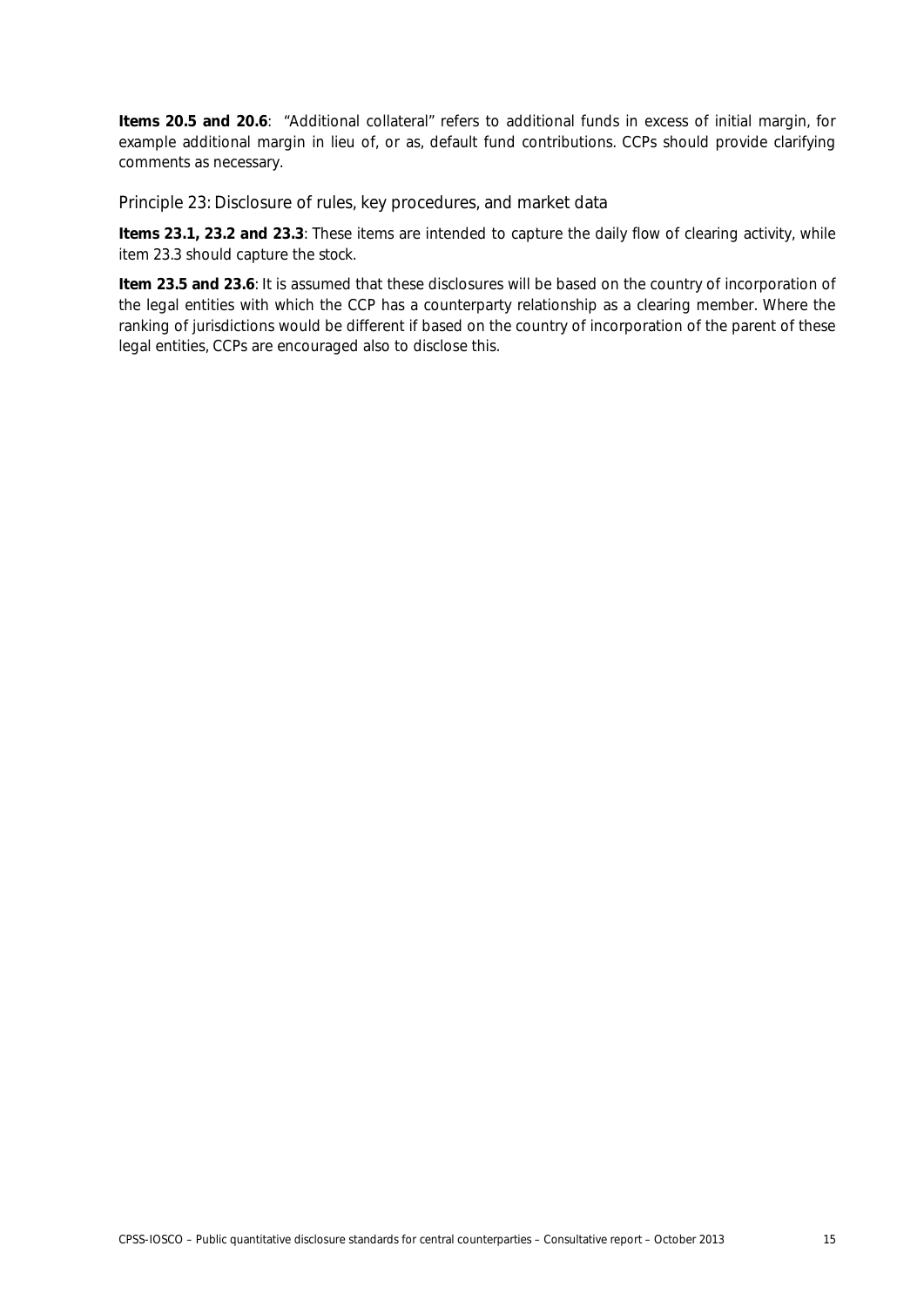**Items 20.5 and 20.6**: "Additional collateral" refers to additional funds in excess of initial margin, for example additional margin in lieu of, or as, default fund contributions. CCPs should provide clarifying comments as necessary.

## Principle 23: Disclosure of rules, key procedures, and market data

**Items 23.1, 23.2 and 23.3**: These items are intended to capture the daily flow of clearing activity, while item 23.3 should capture the stock.

**Item 23.5 and 23.6**: It is assumed that these disclosures will be based on the country of incorporation of the legal entities with which the CCP has a counterparty relationship as a clearing member. Where the ranking of jurisdictions would be different if based on the country of incorporation of the parent of these legal entities, CCPs are encouraged also to disclose this.